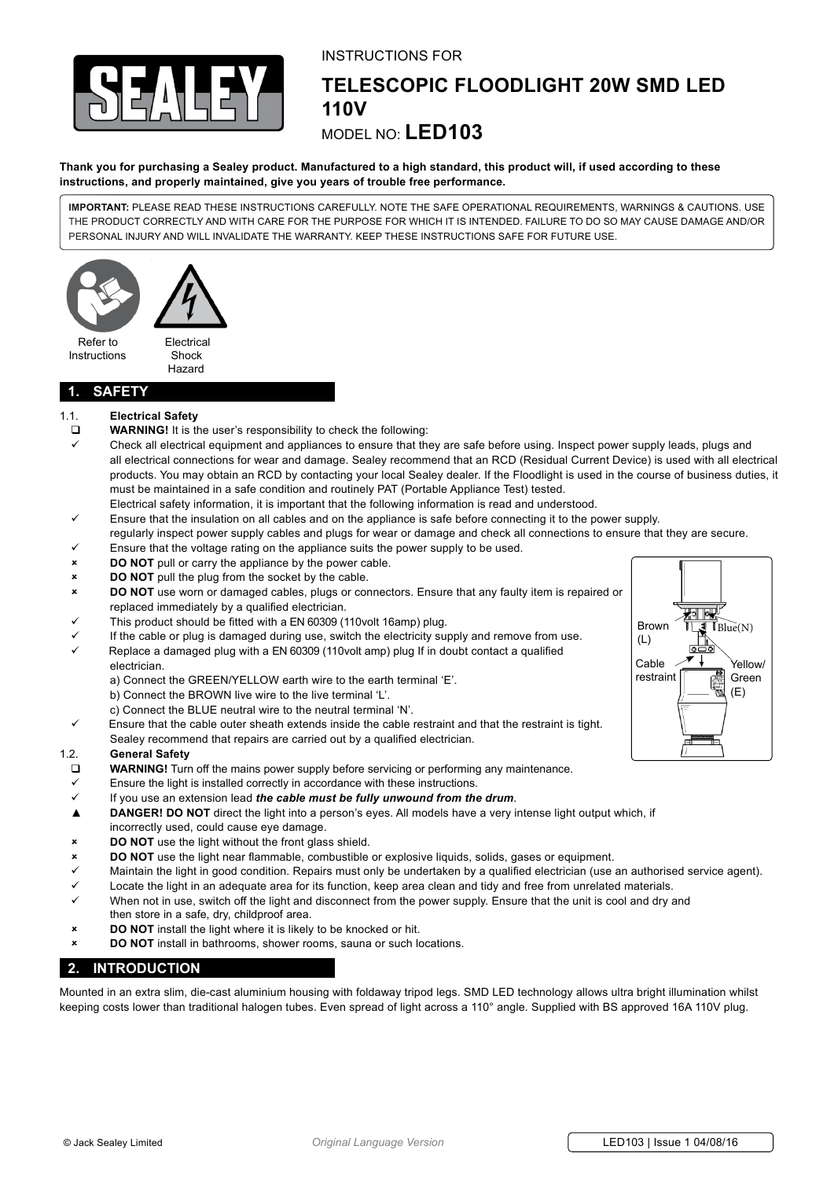INSTRUCTIONS FOR

# TELESCOPIC FLOODLIGHT 20W SMD LED 110V

MODEL NO: **LED103**

**Thank you for purchasing a Sealey product. Manufactured to a high standard, this product will, if used according to these instructions, and properly maintained, give you years of trouble free performance.**

**IMPORTANT:** PLEASE READ THESE INSTRUCTIONS CAREFULLY. NOTE THE SAFE OPERATIONAL REQUIREMENTS, WARNINGS & CAUTIONS. USE THE PRODUCT CORRECTLY AND WITH CARE FOR THE PURPOSE FOR WHICH IT IS INTENDED. FAILURE TO DO SO MAY CAUSE DAMAGE AND/OR PERSONAL INJURY AND WILL INVALIDATE THE WARRANTY. KEEP THESE INSTRUCTIONS SAFE FOR FUTURE USE.

Refer to Instructions

Electrical Shock Hazard

## 1. SAFETY

1.1. **Electrical Safety**

- ❑ **WARNING!** It is the user's responsibility to check the following:
- ✓ Check all electrical equipment and appliances to ensure that they are safe before using. Inspect power supply leads, plugs and all electrical connections for wear and damage. Sealey recommend that an RCD (Residual Current Device) is used with all electrical products. You may obtain an RCD by contacting your local Sealey dealer. If the Floodlight is used in the course of business duties, it must be maintained in a safe condition and routinely PAT (Portable Appliance Test) tested.
  Electrical safety information, it is important that the following information is read and understood.
- ✓ Ensure that the insulation on all cables and on the appliance is safe before connecting it to the power supply.
  regularly inspect power supply cables and plugs for wear or damage and check all connections to ensure that they are secure.
- ✓ Ensure that the voltage rating on the appliance suits the power supply to be used.
- ✗ **DO NOT** pull or carry the appliance by the power cable.
- ✗ **DO NOT** pull the plug from the socket by the cable.
- ✗ **DO NOT** use worn or damaged cables, plugs or connectors. Ensure that any faulty item is repaired or replaced immediately by a qualified electrician.
- ✓ This product should be fitted with a EN 60309 (110volt 16amp) plug.
- ✓ If the cable or plug is damaged during use, switch the electricity supply and remove from use.
- ✓ Replace a damaged plug with a EN 60309 (110volt amp) plug If in doubt contact a qualified electrician.
  a) Connect the GREEN/YELLOW earth wire to the earth terminal 'E'.
  b) Connect the BROWN live wire to the live terminal 'L'.
  c) Connect the BLUE neutral wire to the neutral terminal 'N'.
- ✓ Ensure that the cable outer sheath extends inside the cable restraint and that the restraint is tight.
  Sealey recommend that repairs are carried out by a qualified electrician.

Brown (L) | Blue(N) | Cable restraint | Yellow/ Green (E)

1.2. **General Safety**

- ❑ **WARNING!** Turn off the mains power supply before servicing or performing any maintenance.
- ✓ Ensure the light is installed correctly in accordance with these instructions.
- ✓ If you use an extension lead ***the cable must be fully unwound from the drum***.
- ▲ **DANGER! DO NOT** direct the light into a person's eyes. All models have a very intense light output which, if incorrectly used, could cause eye damage.
- ✗ **DO NOT** use the light without the front glass shield.
- ✗ **DO NOT** use the light near flammable, combustible or explosive liquids, solids, gases or equipment.
- ✓ Maintain the light in good condition. Repairs must only be undertaken by a qualified electrician (use an authorised service agent).
- ✓ Locate the light in an adequate area for its function, keep area clean and tidy and free from unrelated materials.
- ✓ When not in use, switch off the light and disconnect from the power supply. Ensure that the unit is cool and dry and then store in a safe, dry, childproof area.
- ✗ **DO NOT** install the light where it is likely to be knocked or hit.
- ✗ **DO NOT** install in bathrooms, shower rooms, sauna or such locations.

## 2. INTRODUCTION

Mounted in an extra slim, die-cast aluminium housing with foldaway tripod legs. SMD LED technology allows ultra bright illumination whilst keeping costs lower than traditional halogen tubes. Even spread of light across a 110° angle. Supplied with BS approved 16A 110V plug.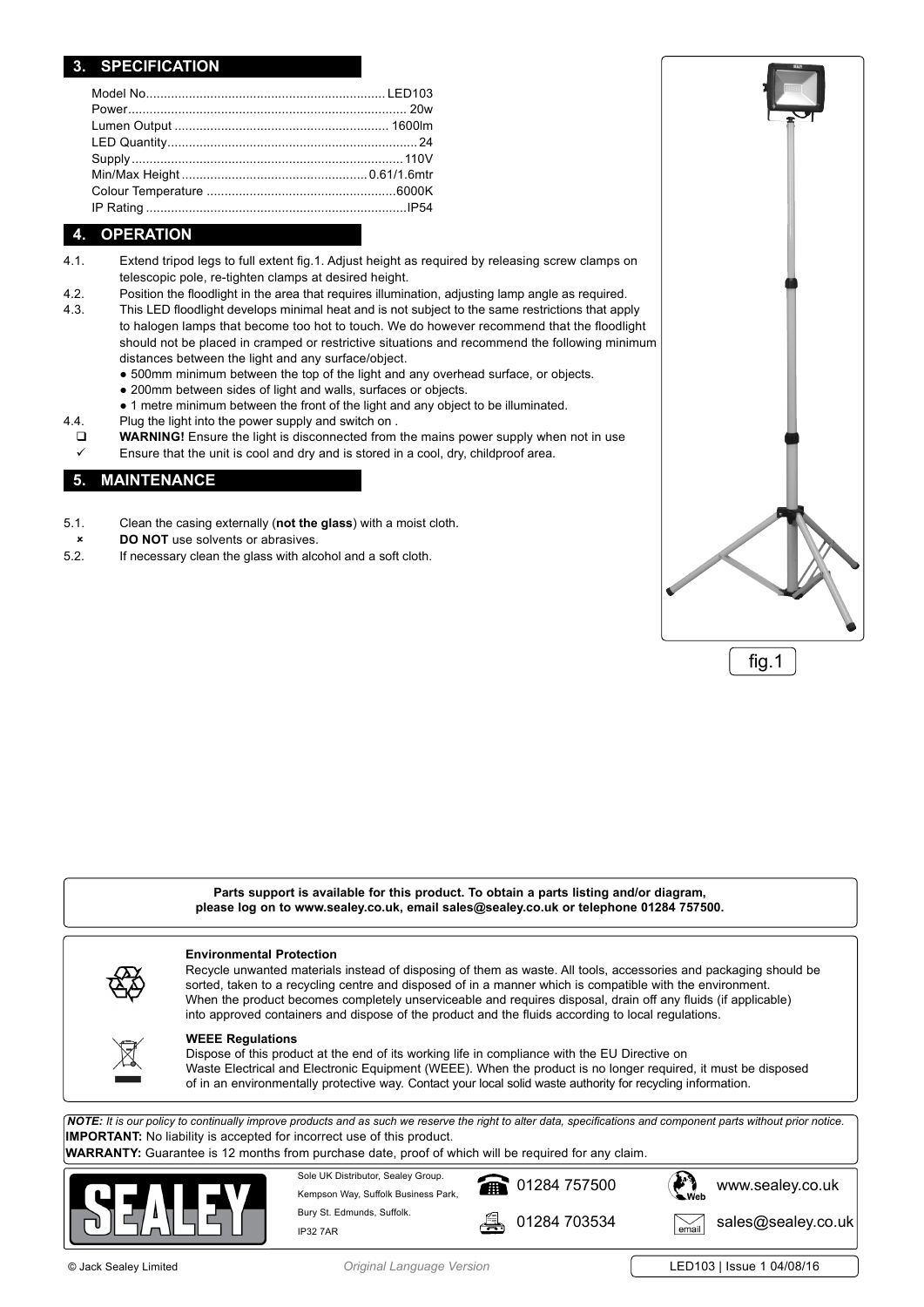## 3. SPECIFICATION

| | |
|---|---|
| Model No | LED103 |
| Power | 20w |
| Lumen Output | 1600lm |
| LED Quantity | 24 |
| Supply | 110V |
| Min/Max Height | 0.61/1.6mtr |
| Colour Temperature | 6000K |
| IP Rating | IP54 |

## 4. OPERATION

4.1. Extend tripod legs to full extent fig.1. Adjust height as required by releasing screw clamps on telescopic pole, re-tighten clamps at desired height.

4.2. Position the floodlight in the area that requires illumination, adjusting lamp angle as required.

4.3. This LED floodlight develops minimal heat and is not subject to the same restrictions that apply to halogen lamps that become too hot to touch. We do however recommend that the floodlight should not be placed in cramped or restrictive situations and recommend the following minimum distances between the light and any surface/object.

- 500mm minimum between the top of the light and any overhead surface, or objects.
- 200mm between sides of light and walls, surfaces or objects.
- 1 metre minimum between the front of the light and any object to be illuminated.

4.4. Plug the light into the power supply and switch on .

❑ **WARNING!** Ensure the light is disconnected from the mains power supply when not in use

✓ Ensure that the unit is cool and dry and is stored in a cool, dry, childproof area.

## 5. MAINTENANCE

5.1. Clean the casing externally (**not the glass**) with a moist cloth.

✗ **DO NOT** use solvents or abrasives.

5.2. If necessary clean the glass with alcohol and a soft cloth.

fig.1

**Parts support is available for this product. To obtain a parts listing and/or diagram, please log on to www.sealey.co.uk, email sales@sealey.co.uk or telephone 01284 757500.**

**Environmental Protection**

Recycle unwanted materials instead of disposing of them as waste. All tools, accessories and packaging should be sorted, taken to a recycling centre and disposed of in a manner which is compatible with the environment. When the product becomes completely unserviceable and requires disposal, drain off any fluids (if applicable) into approved containers and dispose of the product and the fluids according to local regulations.

**WEEE Regulations**

Dispose of this product at the end of its working life in compliance with the EU Directive on Waste Electrical and Electronic Equipment (WEEE). When the product is no longer required, it must be disposed of in an environmentally protective way. Contact your local solid waste authority for recycling information.

***NOTE:*** *It is our policy to continually improve products and as such we reserve the right to alter data, specifications and component parts without prior notice.*

**IMPORTANT:** No liability is accepted for incorrect use of this product.

**WARRANTY:** Guarantee is 12 months from purchase date, proof of which will be required for any claim.

Sole UK Distributor, Sealey Group.
Kempson Way, Suffolk Business Park,
Bury St. Edmunds, Suffolk.
IP32 7AR

01284 757500
01284 703534
www.sealey.co.uk
sales@sealey.co.uk

© Jack Sealey Limited

*Original Language Version*

LED103 | Issue 1 04/08/16